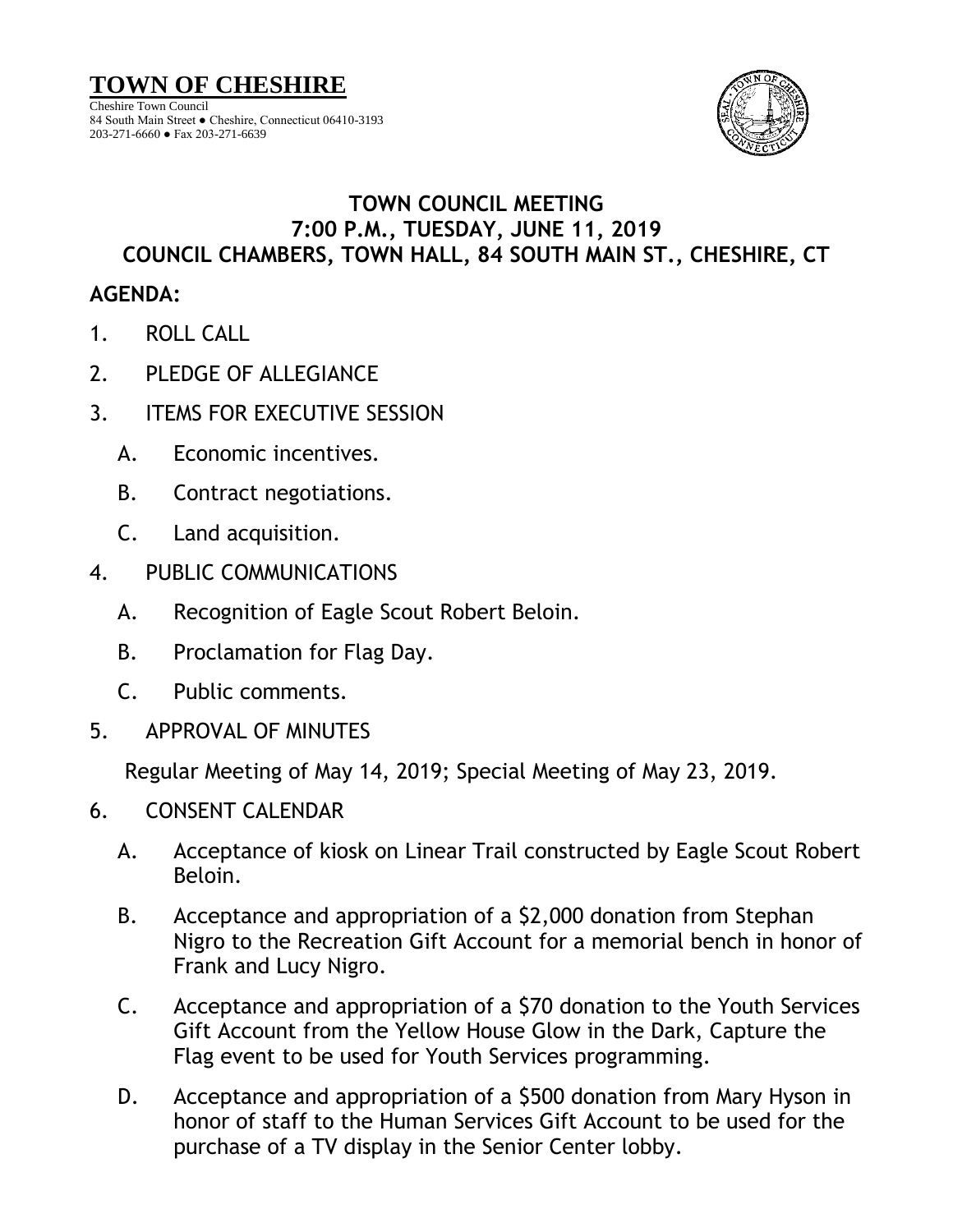# TOWN OF CHESHIRE

Cheshire Town Council
84 South Main Street ● Cheshire, Connecticut 06410-3193
203-271-6660 ● Fax 203-271-6639

## TOWN COUNCIL MEETING
## 7:00 P.M., TUESDAY, JUNE 11, 2019
## COUNCIL CHAMBERS, TOWN HALL, 84 SOUTH MAIN ST., CHESHIRE, CT

**AGENDA:**

1. ROLL CALL
2. PLEDGE OF ALLEGIANCE
3. ITEMS FOR EXECUTIVE SESSION
   - A. Economic incentives.
   - B. Contract negotiations.
   - C. Land acquisition.
4. PUBLIC COMMUNICATIONS
   - A. Recognition of Eagle Scout Robert Beloin.
   - B. Proclamation for Flag Day.
   - C. Public comments.
5. APPROVAL OF MINUTES

   Regular Meeting of May 14, 2019; Special Meeting of May 23, 2019.
6. CONSENT CALENDAR
   - A. Acceptance of kiosk on Linear Trail constructed by Eagle Scout Robert Beloin.
   - B. Acceptance and appropriation of a $2,000 donation from Stephan Nigro to the Recreation Gift Account for a memorial bench in honor of Frank and Lucy Nigro.
   - C. Acceptance and appropriation of a $70 donation to the Youth Services Gift Account from the Yellow House Glow in the Dark, Capture the Flag event to be used for Youth Services programming.
   - D. Acceptance and appropriation of a $500 donation from Mary Hyson in honor of staff to the Human Services Gift Account to be used for the purchase of a TV display in the Senior Center lobby.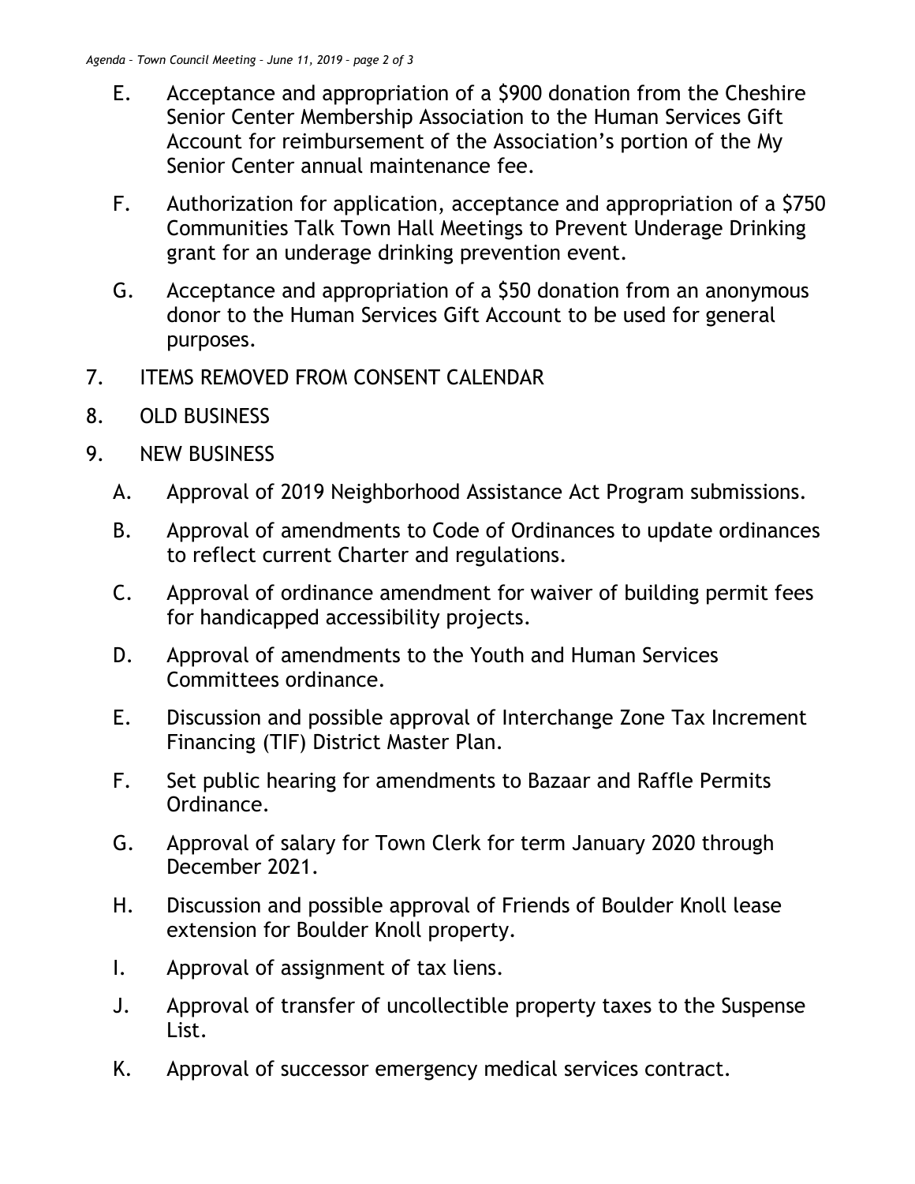E. Acceptance and appropriation of a $900 donation from the Cheshire Senior Center Membership Association to the Human Services Gift Account for reimbursement of the Association's portion of the My Senior Center annual maintenance fee.

F. Authorization for application, acceptance and appropriation of a $750 Communities Talk Town Hall Meetings to Prevent Underage Drinking grant for an underage drinking prevention event.

G. Acceptance and appropriation of a $50 donation from an anonymous donor to the Human Services Gift Account to be used for general purposes.

7. ITEMS REMOVED FROM CONSENT CALENDAR

8. OLD BUSINESS

9. NEW BUSINESS

   A. Approval of 2019 Neighborhood Assistance Act Program submissions.

   B. Approval of amendments to Code of Ordinances to update ordinances to reflect current Charter and regulations.

   C. Approval of ordinance amendment for waiver of building permit fees for handicapped accessibility projects.

   D. Approval of amendments to the Youth and Human Services Committees ordinance.

   E. Discussion and possible approval of Interchange Zone Tax Increment Financing (TIF) District Master Plan.

   F. Set public hearing for amendments to Bazaar and Raffle Permits Ordinance.

   G. Approval of salary for Town Clerk for term January 2020 through December 2021.

   H. Discussion and possible approval of Friends of Boulder Knoll lease extension for Boulder Knoll property.

   I. Approval of assignment of tax liens.

   J. Approval of transfer of uncollectible property taxes to the Suspense List.

   K. Approval of successor emergency medical services contract.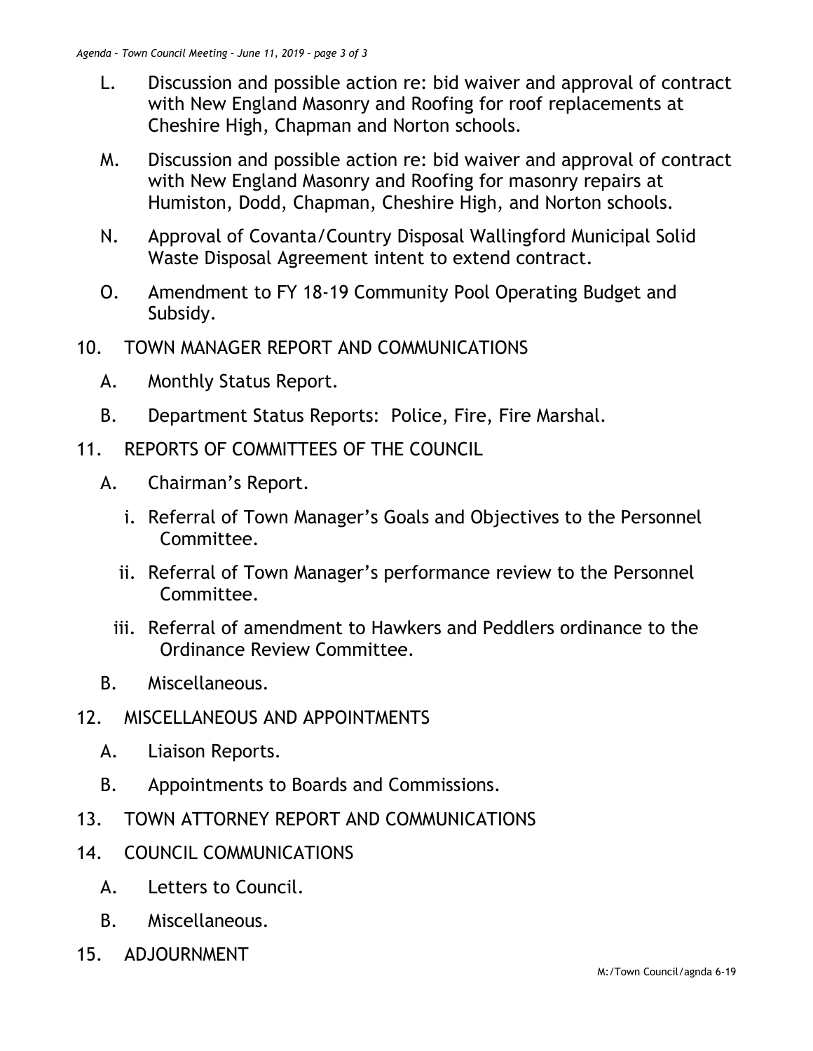L. Discussion and possible action re: bid waiver and approval of contract with New England Masonry and Roofing for roof replacements at Cheshire High, Chapman and Norton schools.

M. Discussion and possible action re: bid waiver and approval of contract with New England Masonry and Roofing for masonry repairs at Humiston, Dodd, Chapman, Cheshire High, and Norton schools.

N. Approval of Covanta/Country Disposal Wallingford Municipal Solid Waste Disposal Agreement intent to extend contract.

O. Amendment to FY 18-19 Community Pool Operating Budget and Subsidy.

10. TOWN MANAGER REPORT AND COMMUNICATIONS

   A. Monthly Status Report.

   B. Department Status Reports: Police, Fire, Fire Marshal.

11. REPORTS OF COMMITTEES OF THE COUNCIL

   A. Chairman's Report.

      i. Referral of Town Manager's Goals and Objectives to the Personnel Committee.

      ii. Referral of Town Manager's performance review to the Personnel Committee.

      iii. Referral of amendment to Hawkers and Peddlers ordinance to the Ordinance Review Committee.

   B. Miscellaneous.

12. MISCELLANEOUS AND APPOINTMENTS

   A. Liaison Reports.

   B. Appointments to Boards and Commissions.

13. TOWN ATTORNEY REPORT AND COMMUNICATIONS

14. COUNCIL COMMUNICATIONS

   A. Letters to Council.

   B. Miscellaneous.

15. ADJOURNMENT

M:/Town Council/agnda 6-19